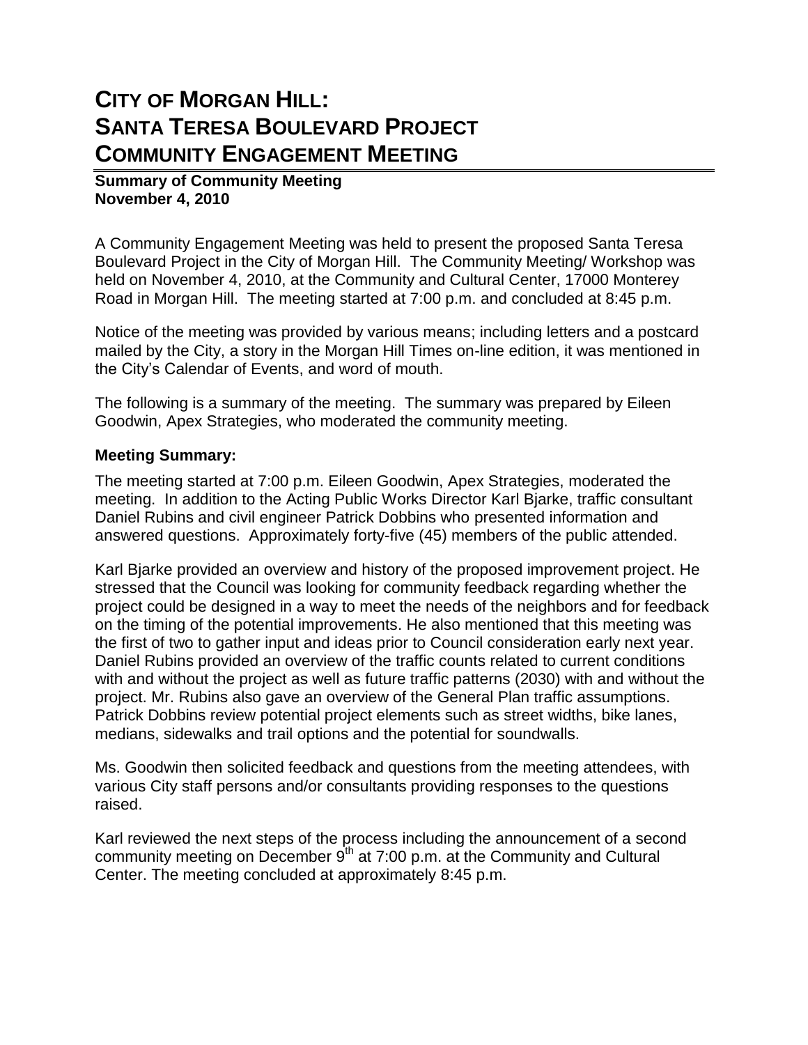# CITY OF MORGAN HILL: SANTA TERESA BOULEVARD PROJECT COMMUNITY ENGAGEMENT MEETING

**Summary of Community Meeting**
**November 4, 2010**

A Community Engagement Meeting was held to present the proposed Santa Teresa Boulevard Project in the City of Morgan Hill. The Community Meeting/ Workshop was held on November 4, 2010, at the Community and Cultural Center, 17000 Monterey Road in Morgan Hill. The meeting started at 7:00 p.m. and concluded at 8:45 p.m.

Notice of the meeting was provided by various means; including letters and a postcard mailed by the City, a story in the Morgan Hill Times on-line edition, it was mentioned in the City's Calendar of Events, and word of mouth.

The following is a summary of the meeting. The summary was prepared by Eileen Goodwin, Apex Strategies, who moderated the community meeting.

### Meeting Summary:

The meeting started at 7:00 p.m. Eileen Goodwin, Apex Strategies, moderated the meeting. In addition to the Acting Public Works Director Karl Bjarke, traffic consultant Daniel Rubins and civil engineer Patrick Dobbins who presented information and answered questions. Approximately forty-five (45) members of the public attended.

Karl Bjarke provided an overview and history of the proposed improvement project. He stressed that the Council was looking for community feedback regarding whether the project could be designed in a way to meet the needs of the neighbors and for feedback on the timing of the potential improvements. He also mentioned that this meeting was the first of two to gather input and ideas prior to Council consideration early next year. Daniel Rubins provided an overview of the traffic counts related to current conditions with and without the project as well as future traffic patterns (2030) with and without the project. Mr. Rubins also gave an overview of the General Plan traffic assumptions. Patrick Dobbins review potential project elements such as street widths, bike lanes, medians, sidewalks and trail options and the potential for soundwalls.

Ms. Goodwin then solicited feedback and questions from the meeting attendees, with various City staff persons and/or consultants providing responses to the questions raised.

Karl reviewed the next steps of the process including the announcement of a second community meeting on December 9th at 7:00 p.m. at the Community and Cultural Center. The meeting concluded at approximately 8:45 p.m.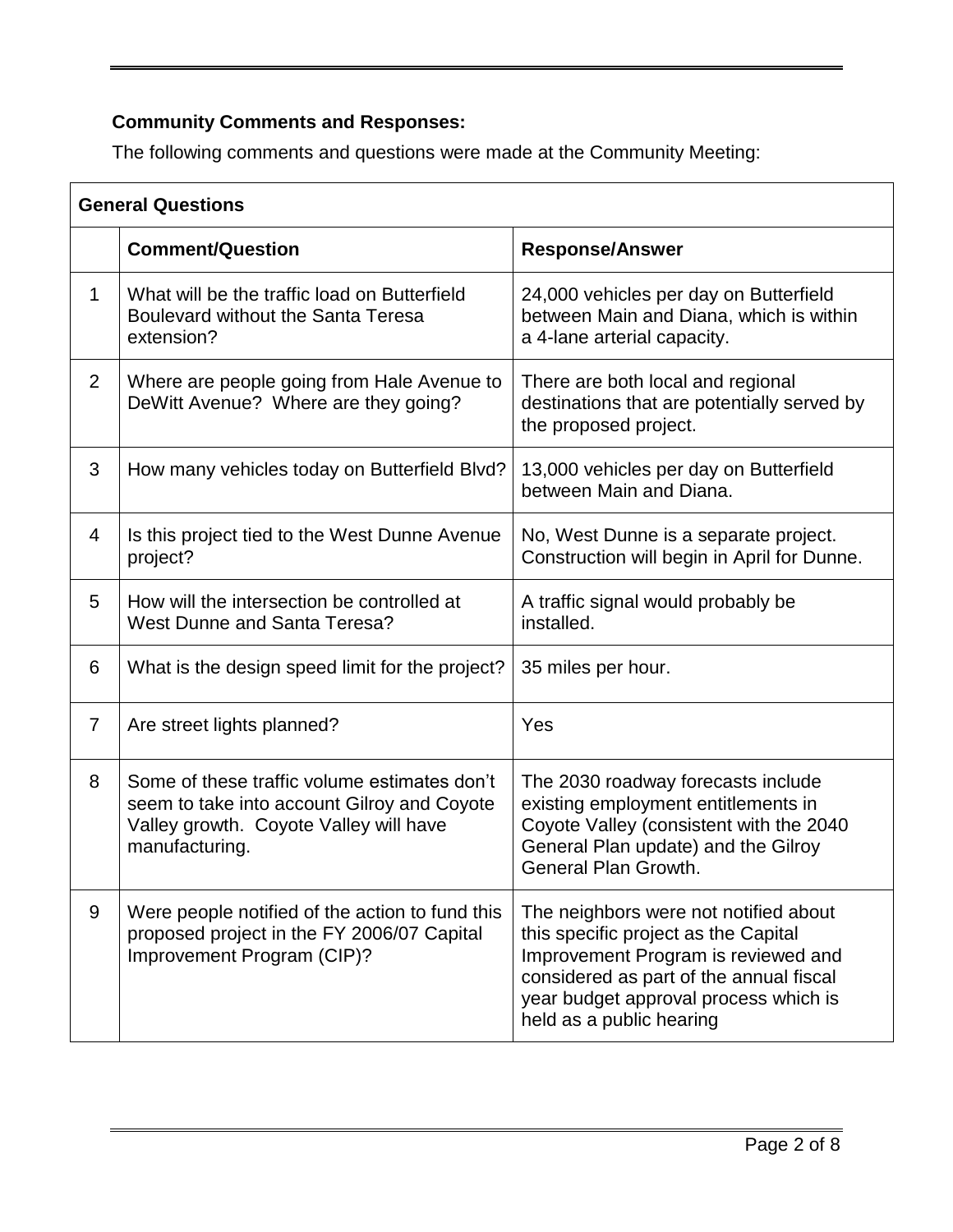**Community Comments and Responses:**

The following comments and questions were made at the Community Meeting:

| General Questions | | |
|---|---|---|
| | **Comment/Question** | **Response/Answer** |
| 1 | What will be the traffic load on Butterfield Boulevard without the Santa Teresa extension? | 24,000 vehicles per day on Butterfield between Main and Diana, which is within a 4-lane arterial capacity. |
| 2 | Where are people going from Hale Avenue to DeWitt Avenue? Where are they going? | There are both local and regional destinations that are potentially served by the proposed project. |
| 3 | How many vehicles today on Butterfield Blvd? | 13,000 vehicles per day on Butterfield between Main and Diana. |
| 4 | Is this project tied to the West Dunne Avenue project? | No, West Dunne is a separate project. Construction will begin in April for Dunne. |
| 5 | How will the intersection be controlled at West Dunne and Santa Teresa? | A traffic signal would probably be installed. |
| 6 | What is the design speed limit for the project? | 35 miles per hour. |
| 7 | Are street lights planned? | Yes |
| 8 | Some of these traffic volume estimates don't seem to take into account Gilroy and Coyote Valley growth. Coyote Valley will have manufacturing. | The 2030 roadway forecasts include existing employment entitlements in Coyote Valley (consistent with the 2040 General Plan update) and the Gilroy General Plan Growth. |
| 9 | Were people notified of the action to fund this proposed project in the FY 2006/07 Capital Improvement Program (CIP)? | The neighbors were not notified about this specific project as the Capital Improvement Program is reviewed and considered as part of the annual fiscal year budget approval process which is held as a public hearing |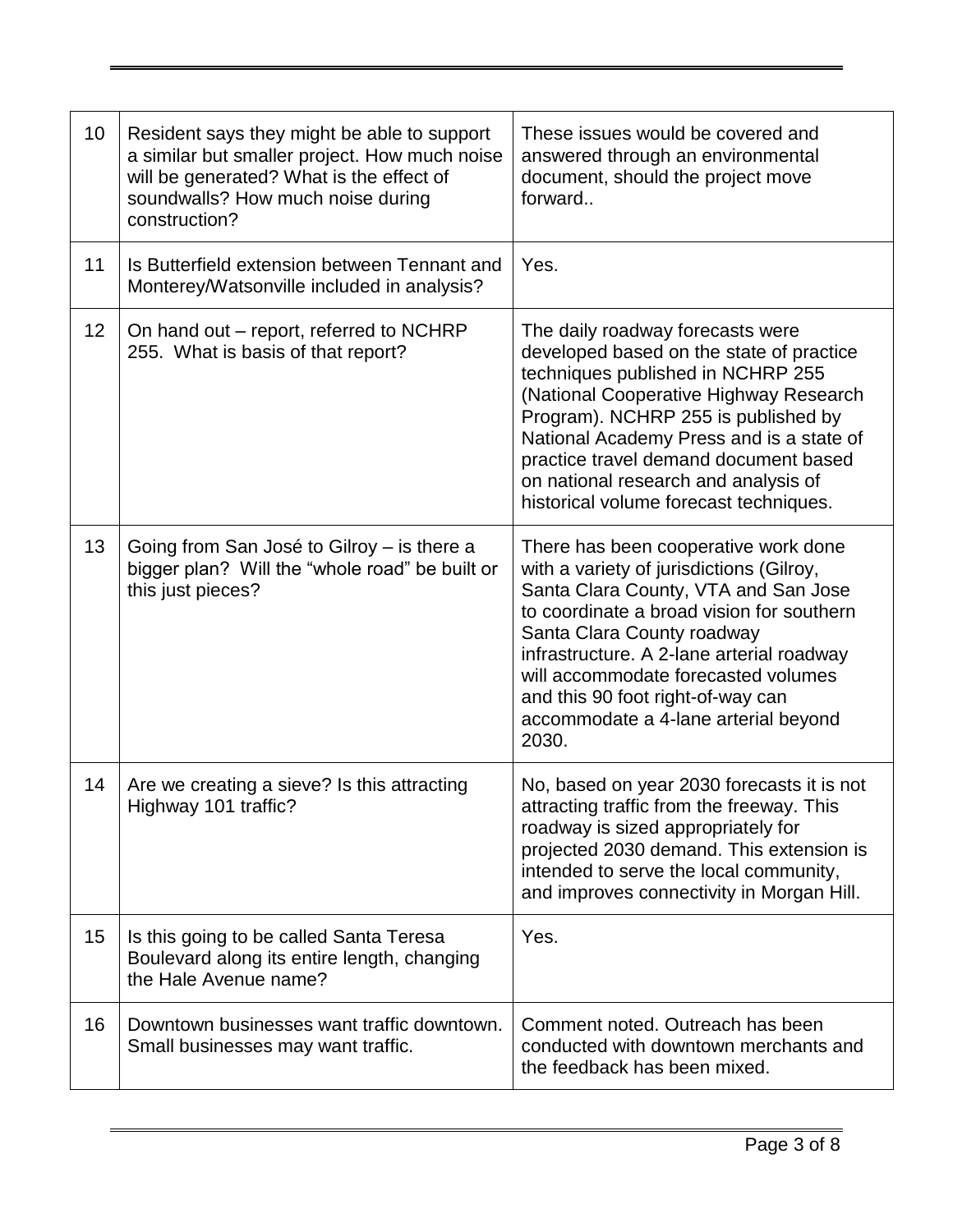| | | |
|---|---|---|
| 10 | Resident says they might be able to support a similar but smaller project. How much noise will be generated? What is the effect of soundwalls? How much noise during construction? | These issues would be covered and answered through an environmental document, should the project move forward.. |
| 11 | Is Butterfield extension between Tennant and Monterey/Watsonville included in analysis? | Yes. |
| 12 | On hand out – report, referred to NCHRP 255. What is basis of that report? | The daily roadway forecasts were developed based on the state of practice techniques published in NCHRP 255 (National Cooperative Highway Research Program). NCHRP 255 is published by National Academy Press and is a state of practice travel demand document based on national research and analysis of historical volume forecast techniques. |
| 13 | Going from San José to Gilroy – is there a bigger plan? Will the "whole road" be built or this just pieces? | There has been cooperative work done with a variety of jurisdictions (Gilroy, Santa Clara County, VTA and San Jose to coordinate a broad vision for southern Santa Clara County roadway infrastructure. A 2-lane arterial roadway will accommodate forecasted volumes and this 90 foot right-of-way can accommodate a 4-lane arterial beyond 2030. |
| 14 | Are we creating a sieve? Is this attracting Highway 101 traffic? | No, based on year 2030 forecasts it is not attracting traffic from the freeway. This roadway is sized appropriately for projected 2030 demand. This extension is intended to serve the local community, and improves connectivity in Morgan Hill. |
| 15 | Is this going to be called Santa Teresa Boulevard along its entire length, changing the Hale Avenue name? | Yes. |
| 16 | Downtown businesses want traffic downtown. Small businesses may want traffic. | Comment noted. Outreach has been conducted with downtown merchants and the feedback has been mixed. |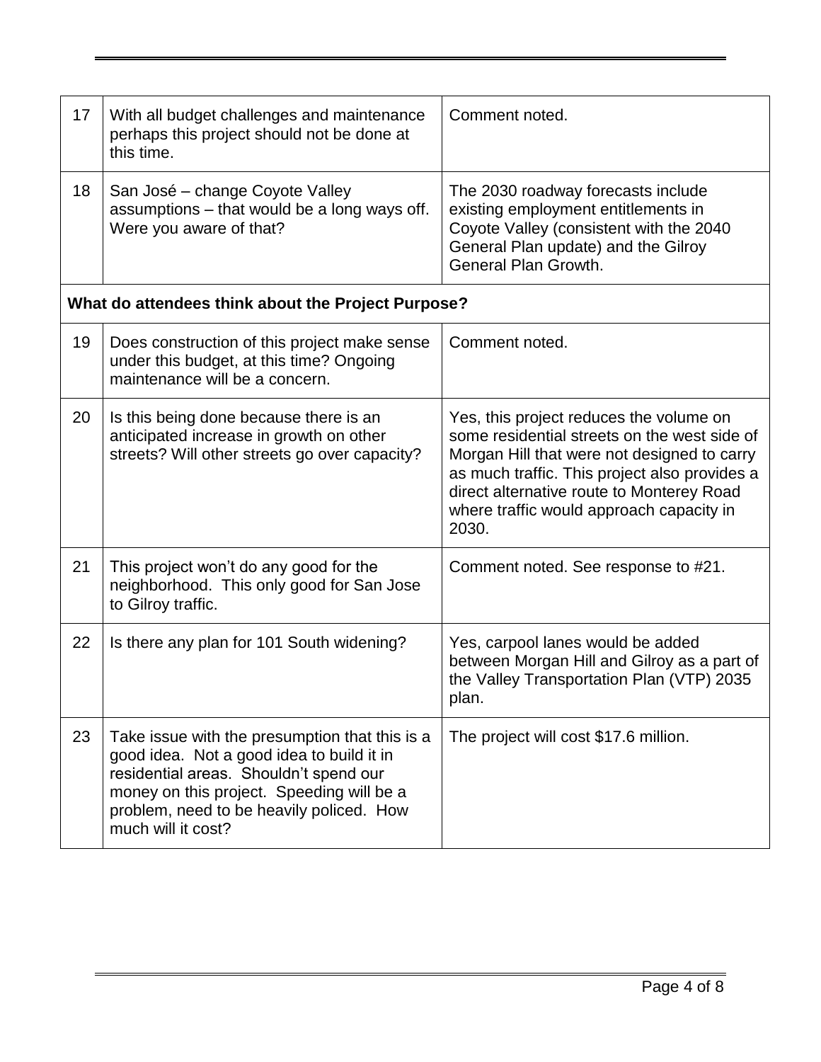| 17 | With all budget challenges and maintenance perhaps this project should not be done at this time. | Comment noted. |
|---|---|---|
| 18 | San José – change Coyote Valley assumptions – that would be a long ways off. Were you aware of that? | The 2030 roadway forecasts include existing employment entitlements in Coyote Valley (consistent with the 2040 General Plan update) and the Gilroy General Plan Growth. |
| **What do attendees think about the Project Purpose?** | | |
| 19 | Does construction of this project make sense under this budget, at this time? Ongoing maintenance will be a concern. | Comment noted. |
| 20 | Is this being done because there is an anticipated increase in growth on other streets? Will other streets go over capacity? | Yes, this project reduces the volume on some residential streets on the west side of Morgan Hill that were not designed to carry as much traffic. This project also provides a direct alternative route to Monterey Road where traffic would approach capacity in 2030. |
| 21 | This project won't do any good for the neighborhood. This only good for San Jose to Gilroy traffic. | Comment noted. See response to #21. |
| 22 | Is there any plan for 101 South widening? | Yes, carpool lanes would be added between Morgan Hill and Gilroy as a part of the Valley Transportation Plan (VTP) 2035 plan. |
| 23 | Take issue with the presumption that this is a good idea. Not a good idea to build it in residential areas. Shouldn't spend our money on this project. Speeding will be a problem, need to be heavily policed. How much will it cost? | The project will cost $17.6 million. |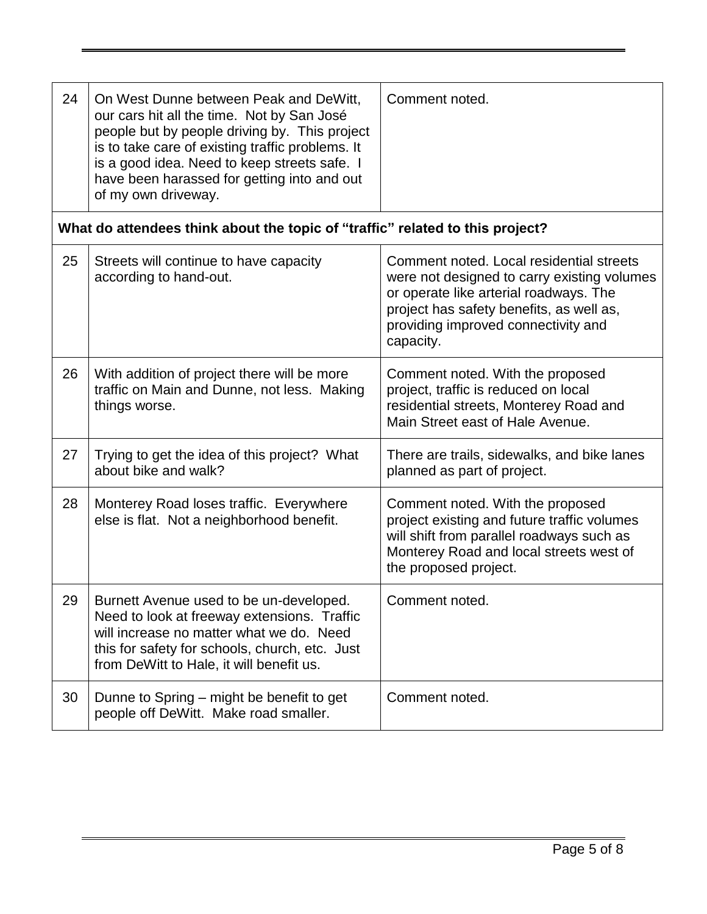| | | |
|---|---|---|
| 24 | On West Dunne between Peak and DeWitt, our cars hit all the time. Not by San José people but by people driving by. This project is to take care of existing traffic problems. It is a good idea. Need to keep streets safe. I have been harassed for getting into and out of my own driveway. | Comment noted. |
| **What do attendees think about the topic of "traffic" related to this project?** | | |
| 25 | Streets will continue to have capacity according to hand-out. | Comment noted. Local residential streets were not designed to carry existing volumes or operate like arterial roadways. The project has safety benefits, as well as, providing improved connectivity and capacity. |
| 26 | With addition of project there will be more traffic on Main and Dunne, not less. Making things worse. | Comment noted. With the proposed project, traffic is reduced on local residential streets, Monterey Road and Main Street east of Hale Avenue. |
| 27 | Trying to get the idea of this project? What about bike and walk? | There are trails, sidewalks, and bike lanes planned as part of project. |
| 28 | Monterey Road loses traffic. Everywhere else is flat. Not a neighborhood benefit. | Comment noted. With the proposed project existing and future traffic volumes will shift from parallel roadways such as Monterey Road and local streets west of the proposed project. |
| 29 | Burnett Avenue used to be un-developed. Need to look at freeway extensions. Traffic will increase no matter what we do. Need this for safety for schools, church, etc. Just from DeWitt to Hale, it will benefit us. | Comment noted. |
| 30 | Dunne to Spring – might be benefit to get people off DeWitt. Make road smaller. | Comment noted. |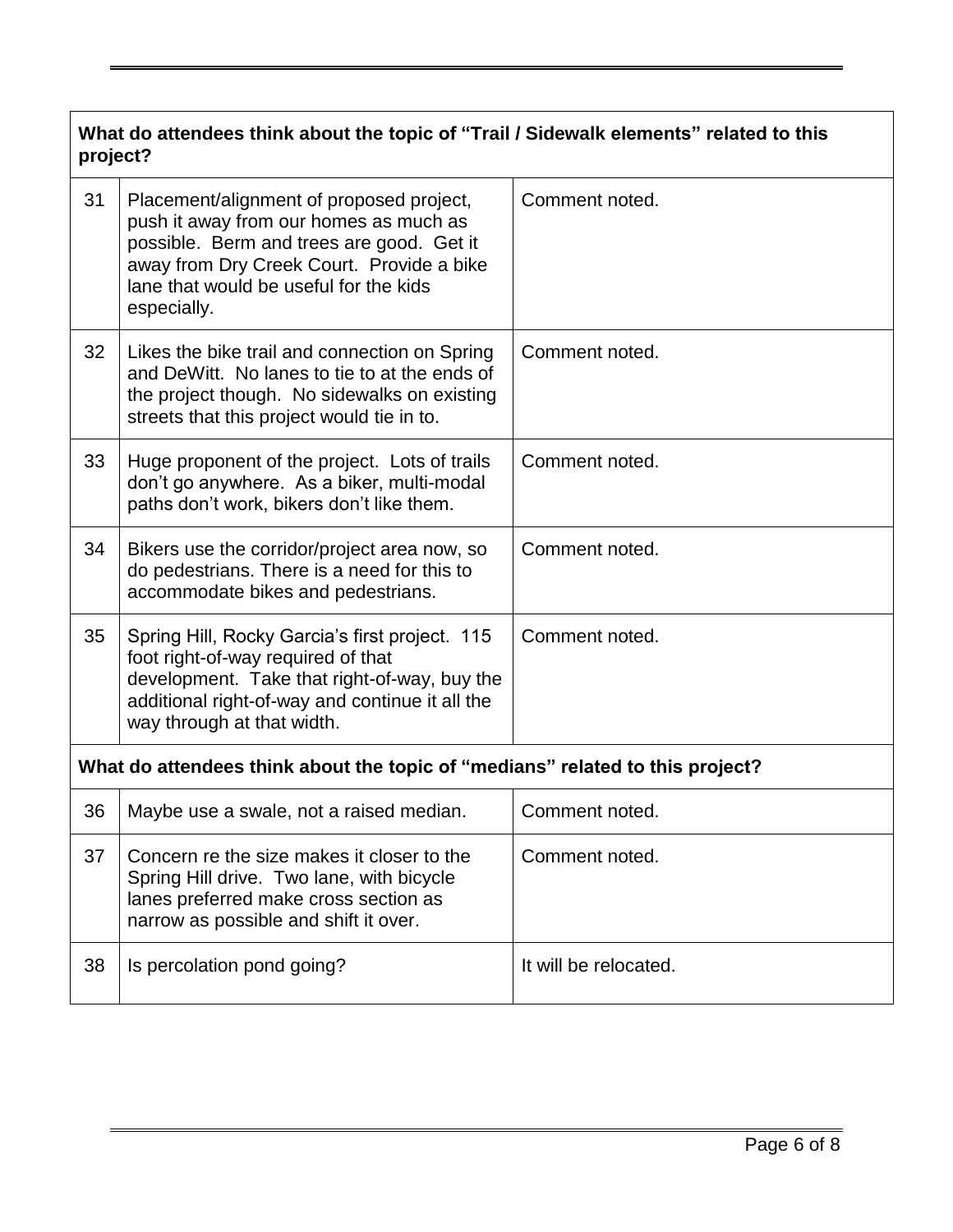| What do attendees think about the topic of "Trail / Sidewalk elements" related to this project? | | |
|---|---|---|
| 31 | Placement/alignment of proposed project, push it away from our homes as much as possible. Berm and trees are good. Get it away from Dry Creek Court. Provide a bike lane that would be useful for the kids especially. | Comment noted. |
| 32 | Likes the bike trail and connection on Spring and DeWitt. No lanes to tie to at the ends of the project though. No sidewalks on existing streets that this project would tie in to. | Comment noted. |
| 33 | Huge proponent of the project. Lots of trails don't go anywhere. As a biker, multi-modal paths don't work, bikers don't like them. | Comment noted. |
| 34 | Bikers use the corridor/project area now, so do pedestrians. There is a need for this to accommodate bikes and pedestrians. | Comment noted. |
| 35 | Spring Hill, Rocky Garcia's first project. 115 foot right-of-way required of that development. Take that right-of-way, buy the additional right-of-way and continue it all the way through at that width. | Comment noted. |
| **What do attendees think about the topic of "medians" related to this project?** | | |
| 36 | Maybe use a swale, not a raised median. | Comment noted. |
| 37 | Concern re the size makes it closer to the Spring Hill drive. Two lane, with bicycle lanes preferred make cross section as narrow as possible and shift it over. | Comment noted. |
| 38 | Is percolation pond going? | It will be relocated. |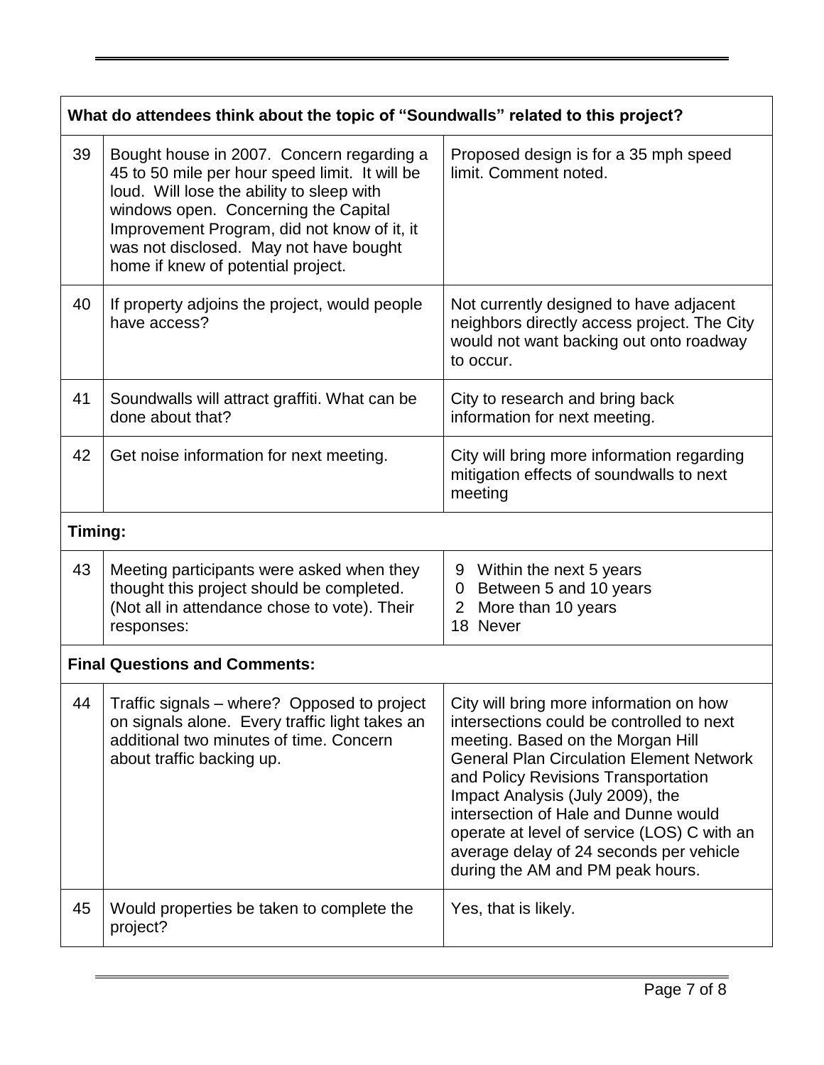| What do attendees think about the topic of "Soundwalls" related to this project? | | |
|---|---|---|
| 39 | Bought house in 2007. Concern regarding a 45 to 50 mile per hour speed limit. It will be loud. Will lose the ability to sleep with windows open. Concerning the Capital Improvement Program, did not know of it, it was not disclosed. May not have bought home if knew of potential project. | Proposed design is for a 35 mph speed limit. Comment noted. |
| 40 | If property adjoins the project, would people have access? | Not currently designed to have adjacent neighbors directly access project. The City would not want backing out onto roadway to occur. |
| 41 | Soundwalls will attract graffiti. What can be done about that? | City to research and bring back information for next meeting. |
| 42 | Get noise information for next meeting. | City will bring more information regarding mitigation effects of soundwalls to next meeting |
| **Timing:** | | |
| 43 | Meeting participants were asked when they thought this project should be completed. (Not all in attendance chose to vote). Their responses: | 9 Within the next 5 years<br>0 Between 5 and 10 years<br>2 More than 10 years<br>18 Never |
| **Final Questions and Comments:** | | |
| 44 | Traffic signals – where? Opposed to project on signals alone. Every traffic light takes an additional two minutes of time. Concern about traffic backing up. | City will bring more information on how intersections could be controlled to next meeting. Based on the Morgan Hill General Plan Circulation Element Network and Policy Revisions Transportation Impact Analysis (July 2009), the intersection of Hale and Dunne would operate at level of service (LOS) C with an average delay of 24 seconds per vehicle during the AM and PM peak hours. |
| 45 | Would properties be taken to complete the project? | Yes, that is likely. |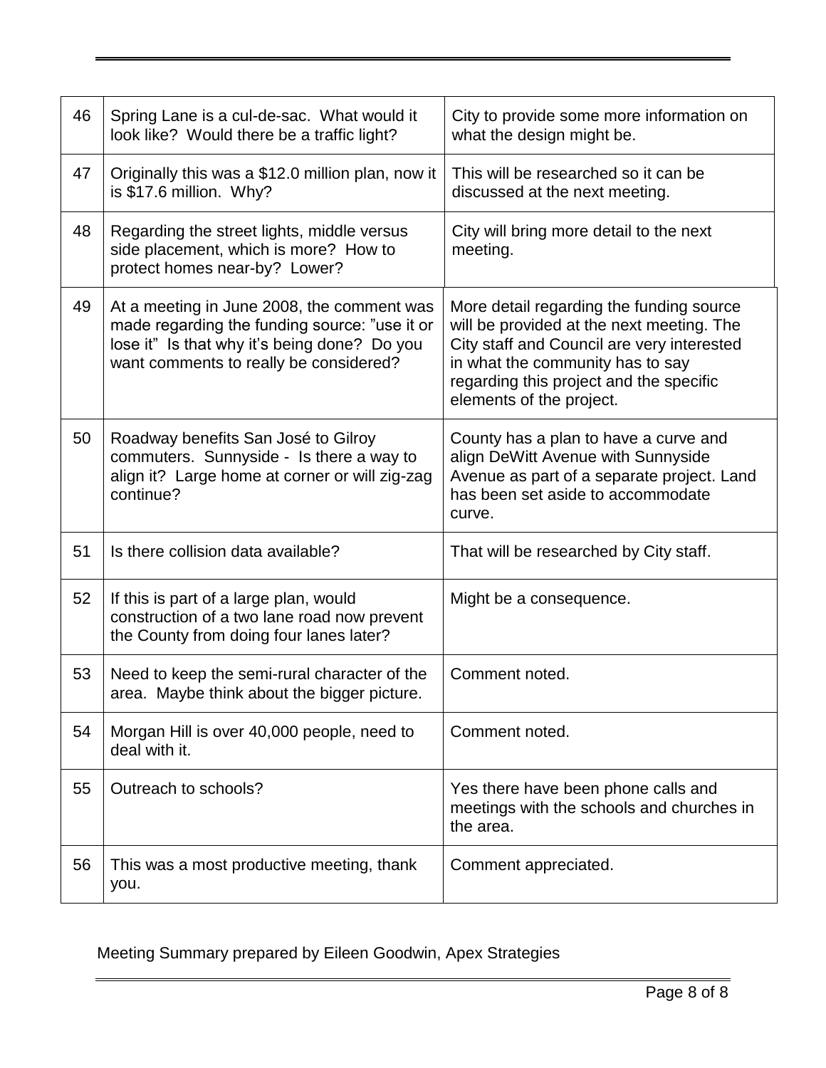| | | |
|---|---|---|
| 46 | Spring Lane is a cul-de-sac. What would it look like? Would there be a traffic light? | City to provide some more information on what the design might be. |
| 47 | Originally this was a $12.0 million plan, now it is $17.6 million. Why? | This will be researched so it can be discussed at the next meeting. |
| 48 | Regarding the street lights, middle versus side placement, which is more? How to protect homes near-by? Lower? | City will bring more detail to the next meeting. |
| 49 | At a meeting in June 2008, the comment was made regarding the funding source: "use it or lose it" Is that why it's being done? Do you want comments to really be considered? | More detail regarding the funding source will be provided at the next meeting. The City staff and Council are very interested in what the community has to say regarding this project and the specific elements of the project. |
| 50 | Roadway benefits San José to Gilroy commuters. Sunnyside - Is there a way to align it? Large home at corner or will zig-zag continue? | County has a plan to have a curve and align DeWitt Avenue with Sunnyside Avenue as part of a separate project. Land has been set aside to accommodate curve. |
| 51 | Is there collision data available? | That will be researched by City staff. |
| 52 | If this is part of a large plan, would construction of a two lane road now prevent the County from doing four lanes later? | Might be a consequence. |
| 53 | Need to keep the semi-rural character of the area. Maybe think about the bigger picture. | Comment noted. |
| 54 | Morgan Hill is over 40,000 people, need to deal with it. | Comment noted. |
| 55 | Outreach to schools? | Yes there have been phone calls and meetings with the schools and churches in the area. |
| 56 | This was a most productive meeting, thank you. | Comment appreciated. |

Meeting Summary prepared by Eileen Goodwin, Apex Strategies